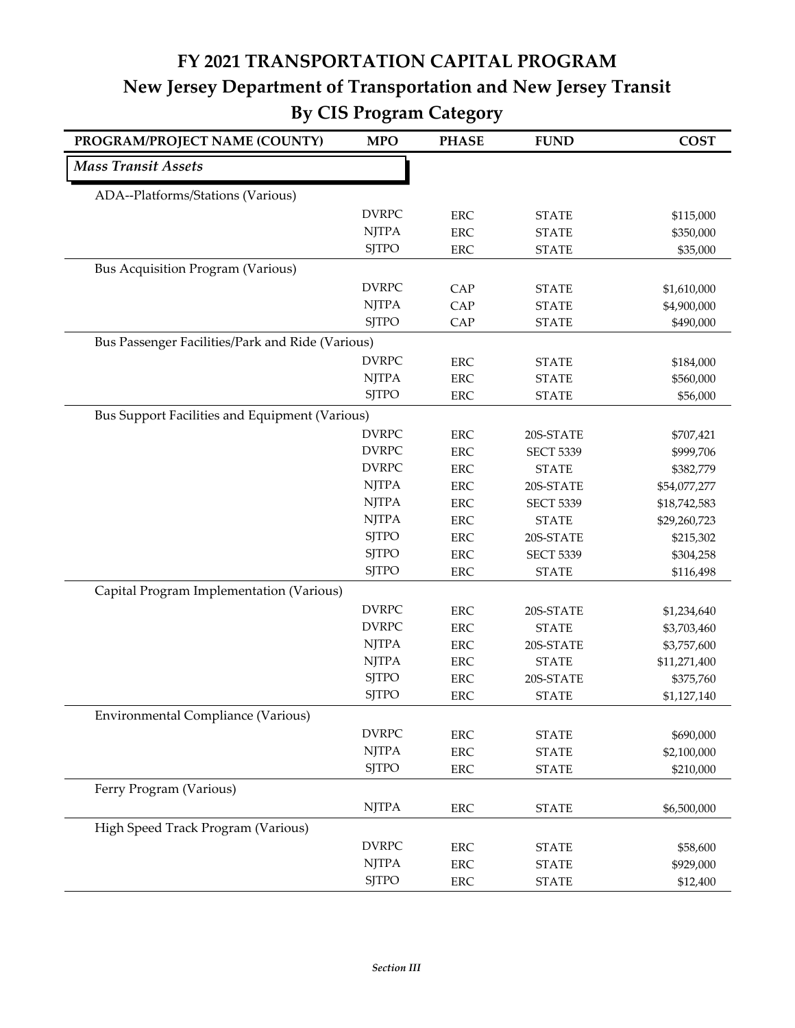# FY 2021 TRANSPORTATION CAPITAL PROGRAM

## New Jersey Department of Transportation and New Jersey Transit

## By CIS Program Category

| PROGRAM/PROJECT NAME (COUNTY) | MPO | PHASE | FUND | COST |
|---|---|---|---|---|
| ***Mass Transit Assets*** | | | | |
| ADA--Platforms/Stations (Various) | | | | |
| | DVRPC | ERC | STATE | $115,000 |
| | NJTPA | ERC | STATE | $350,000 |
| | SJTPO | ERC | STATE | $35,000 |
| Bus Acquisition Program (Various) | | | | |
| | DVRPC | CAP | STATE | $1,610,000 |
| | NJTPA | CAP | STATE | $4,900,000 |
| | SJTPO | CAP | STATE | $490,000 |
| Bus Passenger Facilities/Park and Ride (Various) | | | | |
| | DVRPC | ERC | STATE | $184,000 |
| | NJTPA | ERC | STATE | $560,000 |
| | SJTPO | ERC | STATE | $56,000 |
| Bus Support Facilities and Equipment (Various) | | | | |
| | DVRPC | ERC | 20S-STATE | $707,421 |
| | DVRPC | ERC | SECT 5339 | $999,706 |
| | DVRPC | ERC | STATE | $382,779 |
| | NJTPA | ERC | 20S-STATE | $54,077,277 |
| | NJTPA | ERC | SECT 5339 | $18,742,583 |
| | NJTPA | ERC | STATE | $29,260,723 |
| | SJTPO | ERC | 20S-STATE | $215,302 |
| | SJTPO | ERC | SECT 5339 | $304,258 |
| | SJTPO | ERC | STATE | $116,498 |
| Capital Program Implementation (Various) | | | | |
| | DVRPC | ERC | 20S-STATE | $1,234,640 |
| | DVRPC | ERC | STATE | $3,703,460 |
| | NJTPA | ERC | 20S-STATE | $3,757,600 |
| | NJTPA | ERC | STATE | $11,271,400 |
| | SJTPO | ERC | 20S-STATE | $375,760 |
| | SJTPO | ERC | STATE | $1,127,140 |
| Environmental Compliance (Various) | | | | |
| | DVRPC | ERC | STATE | $690,000 |
| | NJTPA | ERC | STATE | $2,100,000 |
| | SJTPO | ERC | STATE | $210,000 |
| Ferry Program (Various) | | | | |
| | NJTPA | ERC | STATE | $6,500,000 |
| High Speed Track Program (Various) | | | | |
| | DVRPC | ERC | STATE | $58,600 |
| | NJTPA | ERC | STATE | $929,000 |
| | SJTPO | ERC | STATE | $12,400 |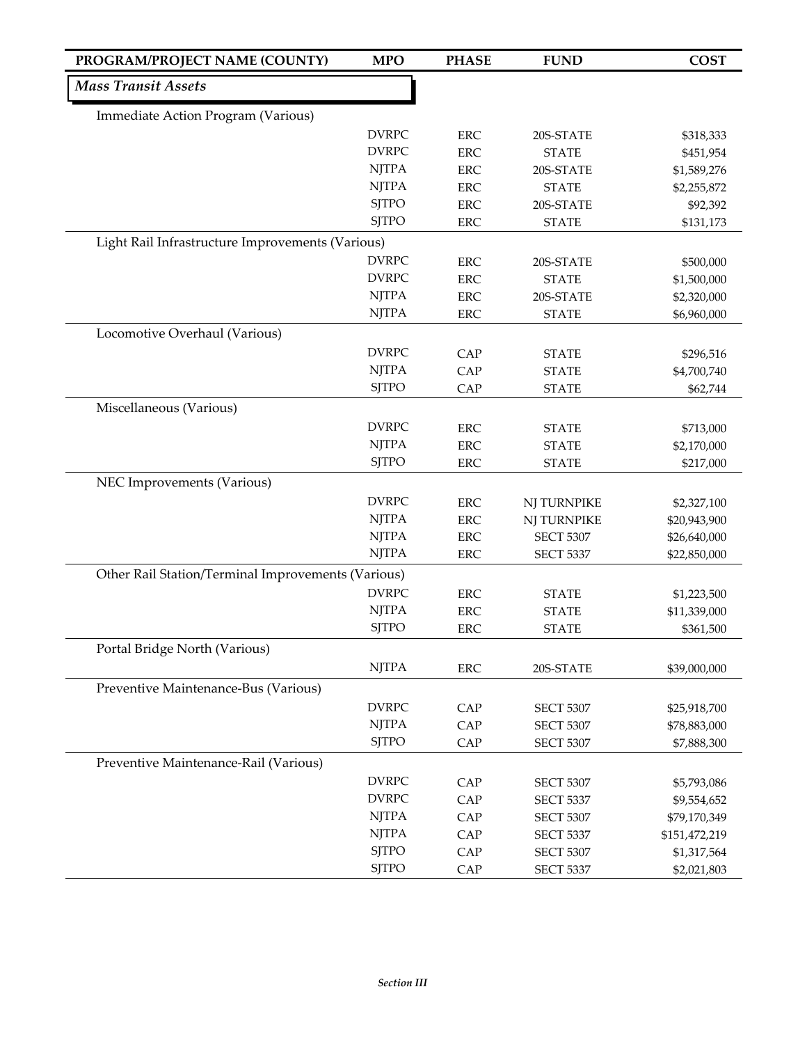| PROGRAM/PROJECT NAME (COUNTY) | MPO | PHASE | FUND | COST |
|---|---|---|---|---|
| ***Mass Transit Assets*** | | | | |
| Immediate Action Program (Various) | | | | |
| | DVRPC | ERC | 20S-STATE | $318,333 |
| | DVRPC | ERC | STATE | $451,954 |
| | NJTPA | ERC | 20S-STATE | $1,589,276 |
| | NJTPA | ERC | STATE | $2,255,872 |
| | SJTPO | ERC | 20S-STATE | $92,392 |
| | SJTPO | ERC | STATE | $131,173 |
| Light Rail Infrastructure Improvements (Various) | | | | |
| | DVRPC | ERC | 20S-STATE | $500,000 |
| | DVRPC | ERC | STATE | $1,500,000 |
| | NJTPA | ERC | 20S-STATE | $2,320,000 |
| | NJTPA | ERC | STATE | $6,960,000 |
| Locomotive Overhaul (Various) | | | | |
| | DVRPC | CAP | STATE | $296,516 |
| | NJTPA | CAP | STATE | $4,700,740 |
| | SJTPO | CAP | STATE | $62,744 |
| Miscellaneous (Various) | | | | |
| | DVRPC | ERC | STATE | $713,000 |
| | NJTPA | ERC | STATE | $2,170,000 |
| | SJTPO | ERC | STATE | $217,000 |
| NEC Improvements (Various) | | | | |
| | DVRPC | ERC | NJ TURNPIKE | $2,327,100 |
| | NJTPA | ERC | NJ TURNPIKE | $20,943,900 |
| | NJTPA | ERC | SECT 5307 | $26,640,000 |
| | NJTPA | ERC | SECT 5337 | $22,850,000 |
| Other Rail Station/Terminal Improvements (Various) | | | | |
| | DVRPC | ERC | STATE | $1,223,500 |
| | NJTPA | ERC | STATE | $11,339,000 |
| | SJTPO | ERC | STATE | $361,500 |
| Portal Bridge North (Various) | | | | |
| | NJTPA | ERC | 20S-STATE | $39,000,000 |
| Preventive Maintenance-Bus (Various) | | | | |
| | DVRPC | CAP | SECT 5307 | $25,918,700 |
| | NJTPA | CAP | SECT 5307 | $78,883,000 |
| | SJTPO | CAP | SECT 5307 | $7,888,300 |
| Preventive Maintenance-Rail (Various) | | | | |
| | DVRPC | CAP | SECT 5307 | $5,793,086 |
| | DVRPC | CAP | SECT 5337 | $9,554,652 |
| | NJTPA | CAP | SECT 5307 | $79,170,349 |
| | NJTPA | CAP | SECT 5337 | $151,472,219 |
| | SJTPO | CAP | SECT 5307 | $1,317,564 |
| | SJTPO | CAP | SECT 5337 | $2,021,803 |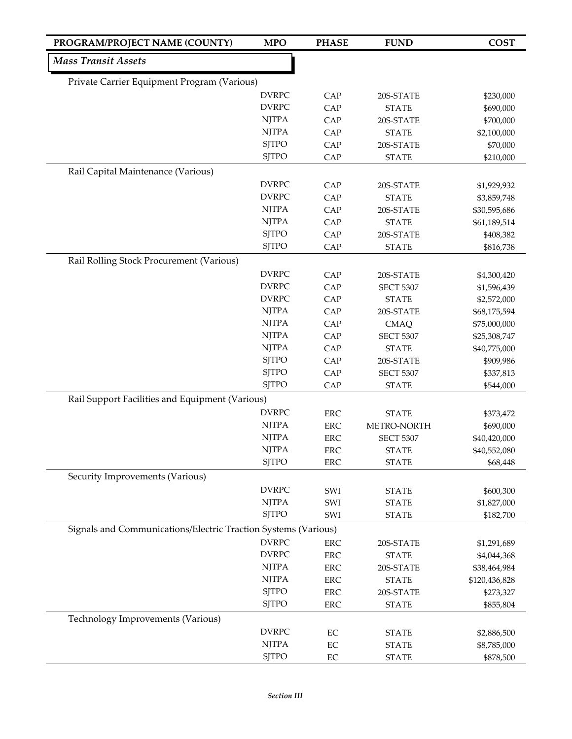| PROGRAM/PROJECT NAME (COUNTY) | MPO | PHASE | FUND | COST |
|---|---|---|---|---|
| ***Mass Transit Assets*** | | | | |
| Private Carrier Equipment Program (Various) | | | | |
| | DVRPC | CAP | 20S-STATE | $230,000 |
| | DVRPC | CAP | STATE | $690,000 |
| | NJTPA | CAP | 20S-STATE | $700,000 |
| | NJTPA | CAP | STATE | $2,100,000 |
| | SJTPO | CAP | 20S-STATE | $70,000 |
| | SJTPO | CAP | STATE | $210,000 |
| Rail Capital Maintenance (Various) | | | | |
| | DVRPC | CAP | 20S-STATE | $1,929,932 |
| | DVRPC | CAP | STATE | $3,859,748 |
| | NJTPA | CAP | 20S-STATE | $30,595,686 |
| | NJTPA | CAP | STATE | $61,189,514 |
| | SJTPO | CAP | 20S-STATE | $408,382 |
| | SJTPO | CAP | STATE | $816,738 |
| Rail Rolling Stock Procurement (Various) | | | | |
| | DVRPC | CAP | 20S-STATE | $4,300,420 |
| | DVRPC | CAP | SECT 5307 | $1,596,439 |
| | DVRPC | CAP | STATE | $2,572,000 |
| | NJTPA | CAP | 20S-STATE | $68,175,594 |
| | NJTPA | CAP | CMAQ | $75,000,000 |
| | NJTPA | CAP | SECT 5307 | $25,308,747 |
| | NJTPA | CAP | STATE | $40,775,000 |
| | SJTPO | CAP | 20S-STATE | $909,986 |
| | SJTPO | CAP | SECT 5307 | $337,813 |
| | SJTPO | CAP | STATE | $544,000 |
| Rail Support Facilities and Equipment (Various) | | | | |
| | DVRPC | ERC | STATE | $373,472 |
| | NJTPA | ERC | METRO-NORTH | $690,000 |
| | NJTPA | ERC | SECT 5307 | $40,420,000 |
| | NJTPA | ERC | STATE | $40,552,080 |
| | SJTPO | ERC | STATE | $68,448 |
| Security Improvements (Various) | | | | |
| | DVRPC | SWI | STATE | $600,300 |
| | NJTPA | SWI | STATE | $1,827,000 |
| | SJTPO | SWI | STATE | $182,700 |
| Signals and Communications/Electric Traction Systems (Various) | | | | |
| | DVRPC | ERC | 20S-STATE | $1,291,689 |
| | DVRPC | ERC | STATE | $4,044,368 |
| | NJTPA | ERC | 20S-STATE | $38,464,984 |
| | NJTPA | ERC | STATE | $120,436,828 |
| | SJTPO | ERC | 20S-STATE | $273,327 |
| | SJTPO | ERC | STATE | $855,804 |
| Technology Improvements (Various) | | | | |
| | DVRPC | EC | STATE | $2,886,500 |
| | NJTPA | EC | STATE | $8,785,000 |
| | SJTPO | EC | STATE | $878,500 |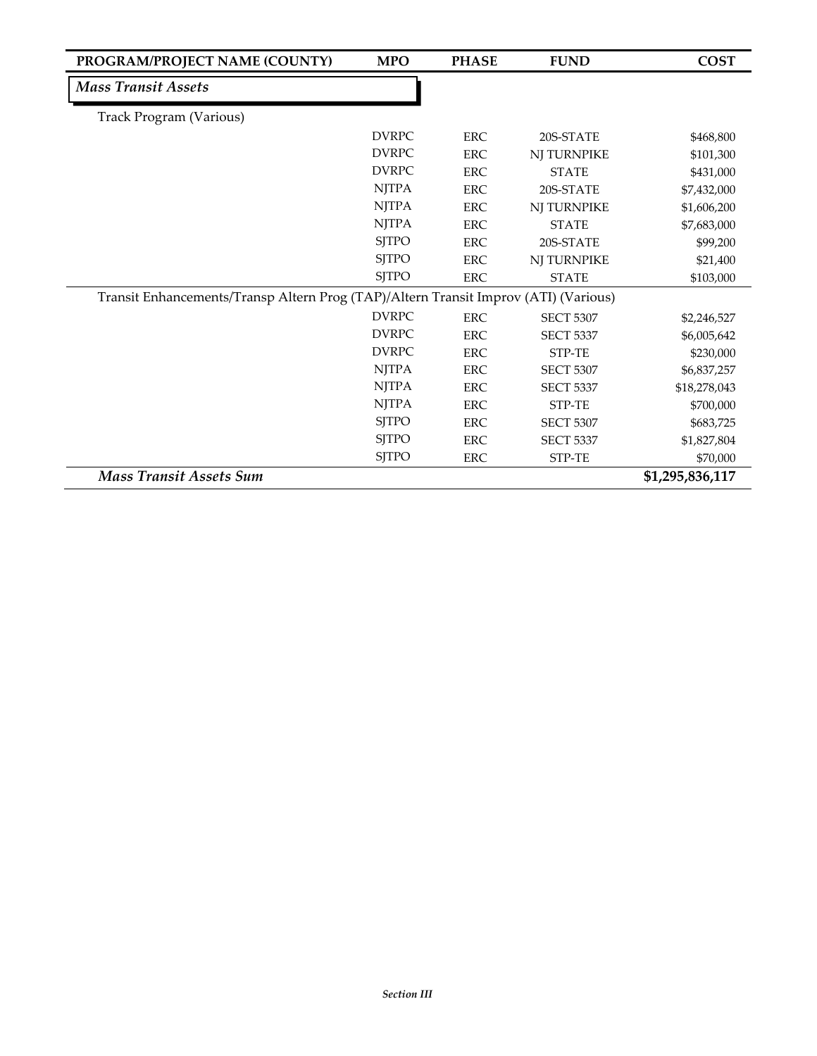| PROGRAM/PROJECT NAME (COUNTY) | MPO | PHASE | FUND | COST |
|---|---|---|---|---|
| ***Mass Transit Assets*** | | | | |
| Track Program (Various) | | | | |
| | DVRPC | ERC | 20S-STATE | $468,800 |
| | DVRPC | ERC | NJ TURNPIKE | $101,300 |
| | DVRPC | ERC | STATE | $431,000 |
| | NJTPA | ERC | 20S-STATE | $7,432,000 |
| | NJTPA | ERC | NJ TURNPIKE | $1,606,200 |
| | NJTPA | ERC | STATE | $7,683,000 |
| | SJTPO | ERC | 20S-STATE | $99,200 |
| | SJTPO | ERC | NJ TURNPIKE | $21,400 |
| | SJTPO | ERC | STATE | $103,000 |
| Transit Enhancements/Transp Altern Prog (TAP)/Altern Transit Improv (ATI) (Various) | | | | |
| | DVRPC | ERC | SECT 5307 | $2,246,527 |
| | DVRPC | ERC | SECT 5337 | $6,005,642 |
| | DVRPC | ERC | STP-TE | $230,000 |
| | NJTPA | ERC | SECT 5307 | $6,837,257 |
| | NJTPA | ERC | SECT 5337 | $18,278,043 |
| | NJTPA | ERC | STP-TE | $700,000 |
| | SJTPO | ERC | SECT 5307 | $683,725 |
| | SJTPO | ERC | SECT 5337 | $1,827,804 |
| | SJTPO | ERC | STP-TE | $70,000 |
| ***Mass Transit Assets Sum*** | | | | **$1,295,836,117** |